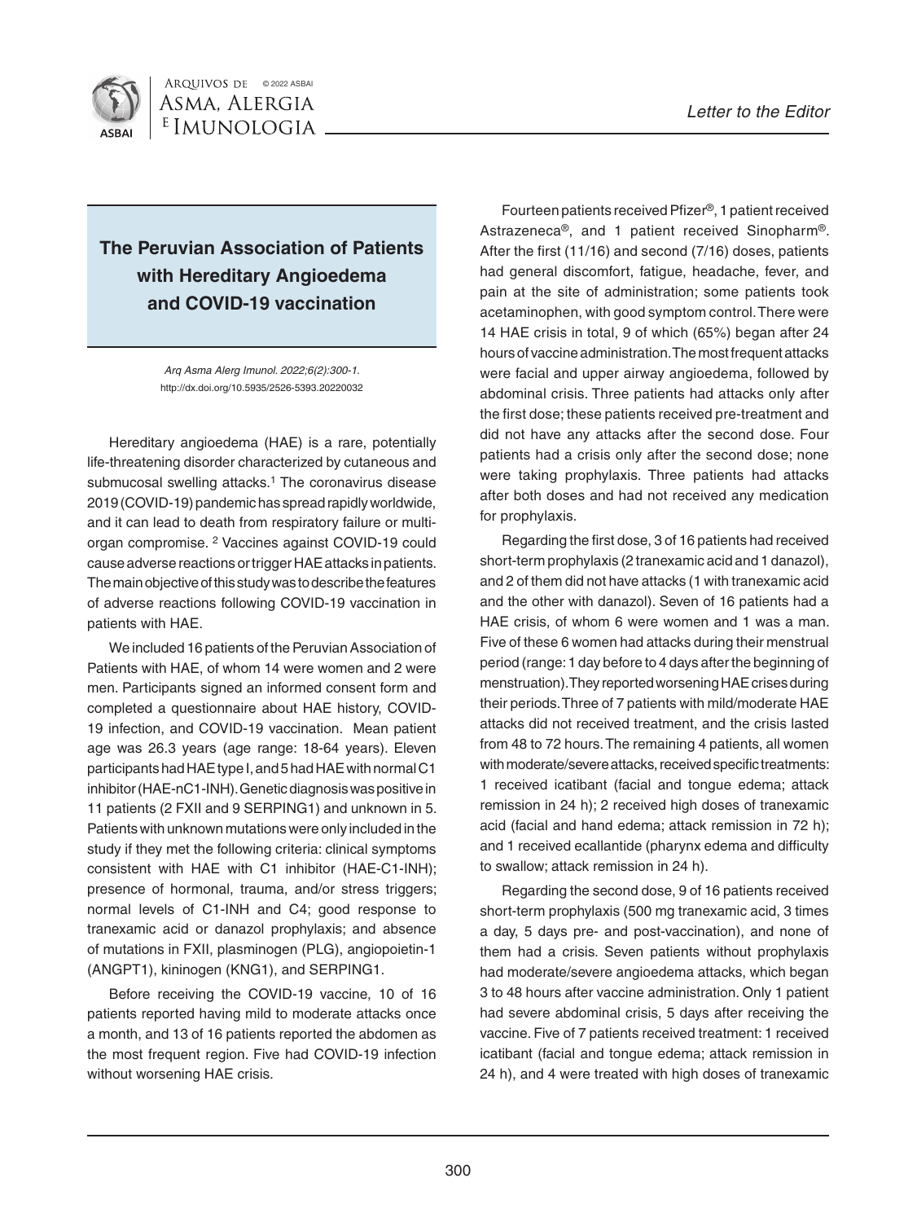Letter to the Editor

# The Peruvian Association of Patients with Hereditary Angioedema and COVID-19 vaccination

*Arq Asma Alerg Imunol. 2022;6(2):300-1.*
http://dx.doi.org/10.5935/2526-5393.20220032

Hereditary angioedema (HAE) is a rare, potentially life-threatening disorder characterized by cutaneous and submucosal swelling attacks.[1] The coronavirus disease 2019 (COVID-19) pandemic has spread rapidly worldwide, and it can lead to death from respiratory failure or multi-organ compromise. [2] Vaccines against COVID-19 could cause adverse reactions or trigger HAE attacks in patients. The main objective of this study was to describe the features of adverse reactions following COVID-19 vaccination in patients with HAE.

We included 16 patients of the Peruvian Association of Patients with HAE, of whom 14 were women and 2 were men. Participants signed an informed consent form and completed a questionnaire about HAE history, COVID-19 infection, and COVID-19 vaccination. Mean patient age was 26.3 years (age range: 18-64 years). Eleven participants had HAE type I, and 5 had HAE with normal C1 inhibitor (HAE-nC1-INH). Genetic diagnosis was positive in 11 patients (2 FXII and 9 SERPING1) and unknown in 5. Patients with unknown mutations were only included in the study if they met the following criteria: clinical symptoms consistent with HAE with C1 inhibitor (HAE-C1-INH); presence of hormonal, trauma, and/or stress triggers; normal levels of C1-INH and C4; good response to tranexamic acid or danazol prophylaxis; and absence of mutations in FXII, plasminogen (PLG), angiopoietin-1 (ANGPT1), kininogen (KNG1), and SERPING1.

Before receiving the COVID-19 vaccine, 10 of 16 patients reported having mild to moderate attacks once a month, and 13 of 16 patients reported the abdomen as the most frequent region. Five had COVID-19 infection without worsening HAE crisis.

Fourteen patients received Pfizer®, 1 patient received Astrazeneca®, and 1 patient received Sinopharm®. After the first (11/16) and second (7/16) doses, patients had general discomfort, fatigue, headache, fever, and pain at the site of administration; some patients took acetaminophen, with good symptom control. There were 14 HAE crisis in total, 9 of which (65%) began after 24 hours of vaccine administration. The most frequent attacks were facial and upper airway angioedema, followed by abdominal crisis. Three patients had attacks only after the first dose; these patients received pre-treatment and did not have any attacks after the second dose. Four patients had a crisis only after the second dose; none were taking prophylaxis. Three patients had attacks after both doses and had not received any medication for prophylaxis.

Regarding the first dose, 3 of 16 patients had received short-term prophylaxis (2 tranexamic acid and 1 danazol), and 2 of them did not have attacks (1 with tranexamic acid and the other with danazol). Seven of 16 patients had a HAE crisis, of whom 6 were women and 1 was a man. Five of these 6 women had attacks during their menstrual period (range: 1 day before to 4 days after the beginning of menstruation). They reported worsening HAE crises during their periods. Three of 7 patients with mild/moderate HAE attacks did not received treatment, and the crisis lasted from 48 to 72 hours. The remaining 4 patients, all women with moderate/severe attacks, received specific treatments: 1 received icatibant (facial and tongue edema; attack remission in 24 h); 2 received high doses of tranexamic acid (facial and hand edema; attack remission in 72 h); and 1 received ecallantide (pharynx edema and difficulty to swallow; attack remission in 24 h).

Regarding the second dose, 9 of 16 patients received short-term prophylaxis (500 mg tranexamic acid, 3 times a day, 5 days pre- and post-vaccination), and none of them had a crisis. Seven patients without prophylaxis had moderate/severe angioedema attacks, which began 3 to 48 hours after vaccine administration. Only 1 patient had severe abdominal crisis, 5 days after receiving the vaccine. Five of 7 patients received treatment: 1 received icatibant (facial and tongue edema; attack remission in 24 h), and 4 were treated with high doses of tranexamic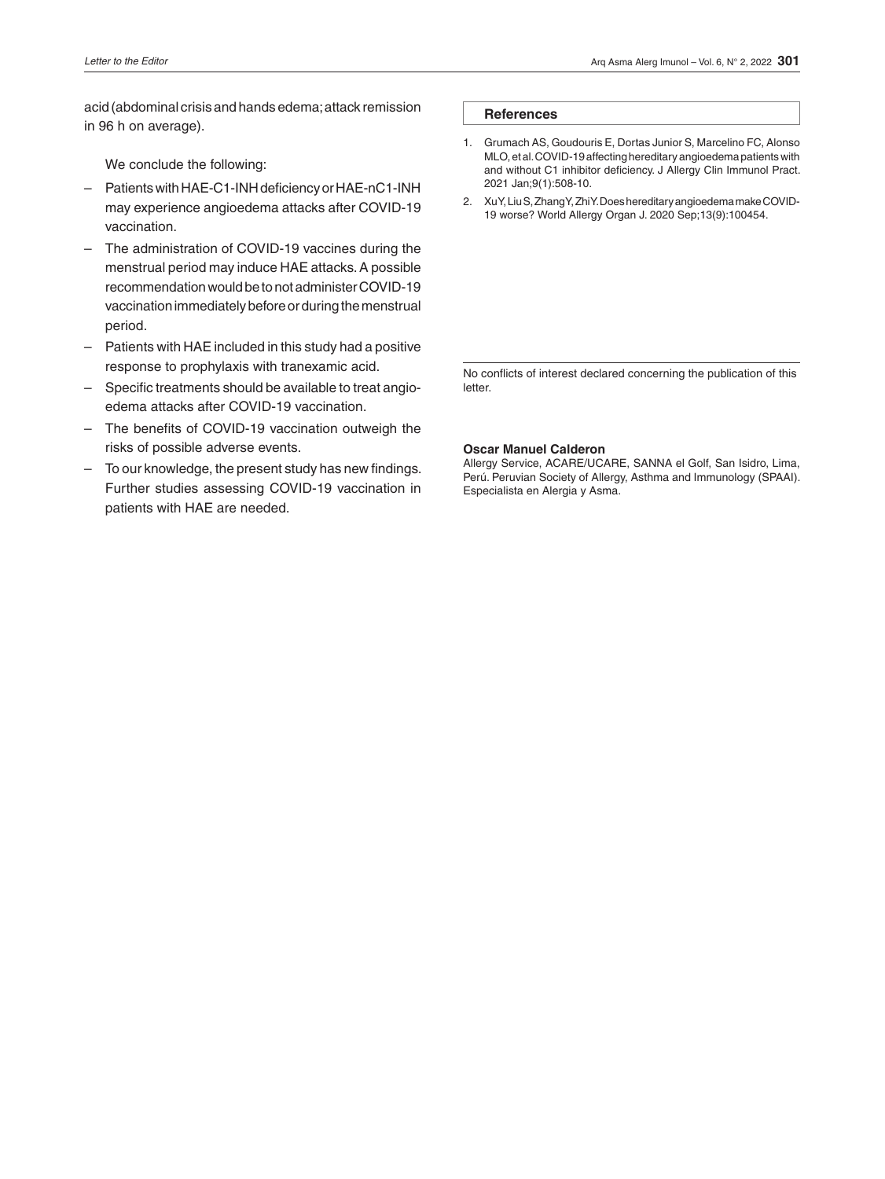acid (abdominal crisis and hands edema; attack remission in 96 h on average).

We conclude the following:

- Patients with HAE-C1-INH deficiency or HAE-nC1-INH may experience angioedema attacks after COVID-19 vaccination.
- The administration of COVID-19 vaccines during the menstrual period may induce HAE attacks. A possible recommendation would be to not administer COVID-19 vaccination immediately before or during the menstrual period.
- Patients with HAE included in this study had a positive response to prophylaxis with tranexamic acid.
- Specific treatments should be available to treat angioedema attacks after COVID-19 vaccination.
- The benefits of COVID-19 vaccination outweigh the risks of possible adverse events.
- To our knowledge, the present study has new findings. Further studies assessing COVID-19 vaccination in patients with HAE are needed.

## References

1. Grumach AS, Goudouris E, Dortas Junior S, Marcelino FC, Alonso MLO, et al. COVID-19 affecting hereditary angioedema patients with and without C1 inhibitor deficiency. J Allergy Clin Immunol Pract. 2021 Jan;9(1):508-10.
2. Xu Y, Liu S, Zhang Y, Zhi Y. Does hereditary angioedema make COVID-19 worse? World Allergy Organ J. 2020 Sep;13(9):100454.

No conflicts of interest declared concerning the publication of this letter.

**Oscar Manuel Calderon**
Allergy Service, ACARE/UCARE, SANNA el Golf, San Isidro, Lima, Perú. Peruvian Society of Allergy, Asthma and Immunology (SPAAI). Especialista en Alergia y Asma.